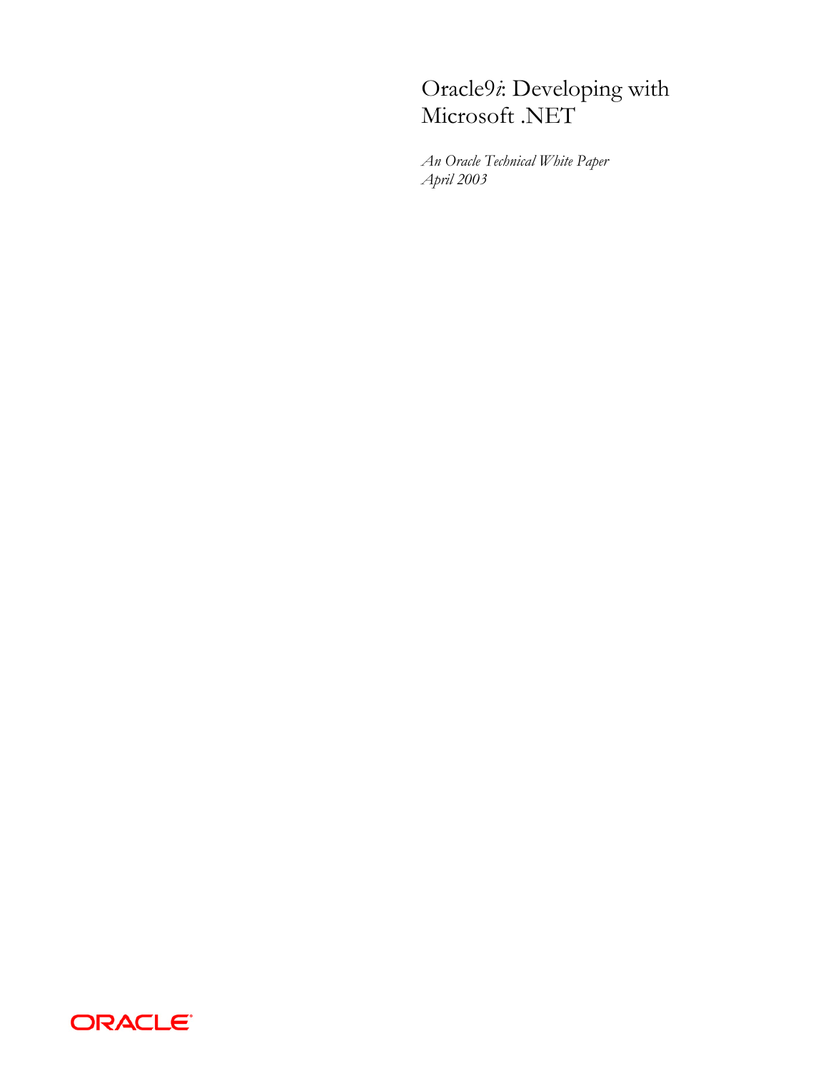# Oracle9*i*: Developing with Microsoft .NET

*An Oracle Technical White Paper*
*April 2003*

ORACLE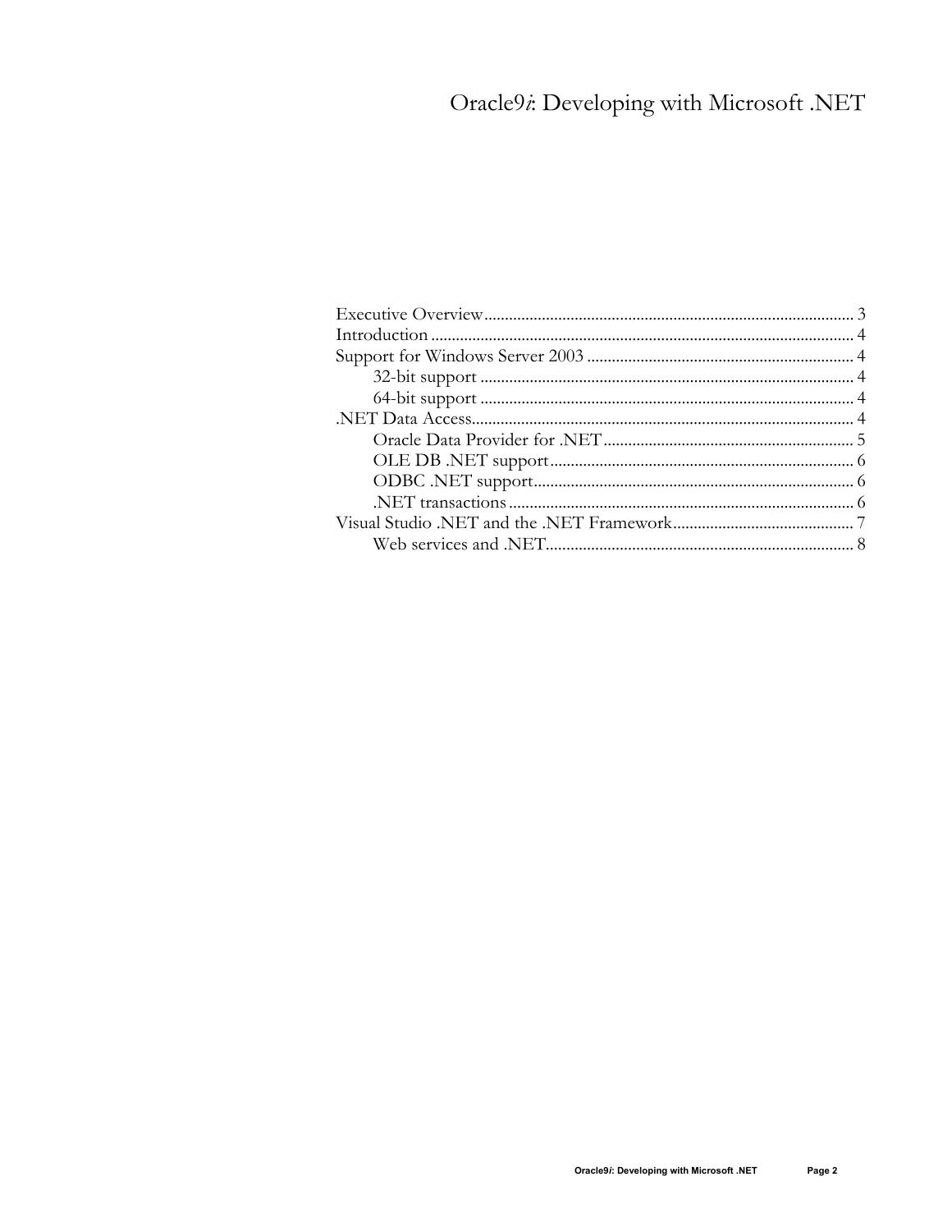# Oracle9*i*: Developing with Microsoft .NET

- Executive Overview ... 3
- Introduction ... 4
- Support for Windows Server 2003 ... 4
  - 32-bit support ... 4
  - 64-bit support ... 4
- .NET Data Access ... 4
  - Oracle Data Provider for .NET ... 5
  - OLE DB .NET support ... 6
  - ODBC .NET support ... 6
  - .NET transactions ... 6
- Visual Studio .NET and the .NET Framework ... 7
  - Web services and .NET ... 8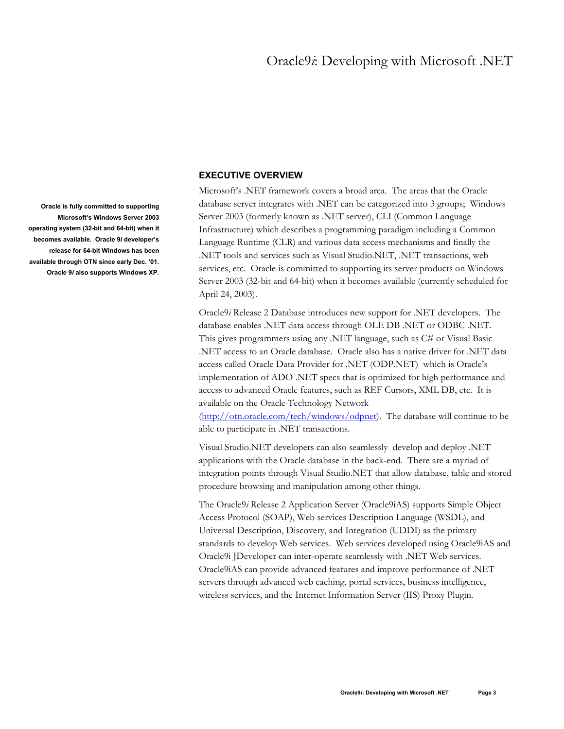# Oracle9*i*: Developing with Microsoft .NET

**Oracle is fully committed to supporting Microsoft's Windows Server 2003 operating system (32-bit and 64-bit) when it becomes available. Oracle 9*i* developer's release for 64-bit Windows has been available through OTN since early Dec. '01. Oracle 9*i* also supports Windows XP.**

## EXECUTIVE OVERVIEW

Microsoft's .NET framework covers a broad area. The areas that the Oracle database server integrates with .NET can be categorized into 3 groups; Windows Server 2003 (formerly known as .NET server), CLI (Common Language Infrastructure) which describes a programming paradigm including a Common Language Runtime (CLR) and various data access mechanisms and finally the .NET tools and services such as Visual Studio.NET, .NET transactions, web services, etc. Oracle is committed to supporting its server products on Windows Server 2003 (32-bit and 64-bit) when it becomes available (currently scheduled for April 24, 2003).

Oracle9*i* Release 2 Database introduces new support for .NET developers. The database enables .NET data access through OLE DB .NET or ODBC .NET. This gives programmers using any .NET language, such as C# or Visual Basic .NET access to an Oracle database. Oracle also has a native driver for .NET data access called Oracle Data Provider for .NET (ODP.NET) which is Oracle's implementation of ADO .NET specs that is optimized for high performance and access to advanced Oracle features, such as REF Cursors, XML DB, etc. It is available on the Oracle Technology Network (http://otn.oracle.com/tech/windows/odpnet). The database will continue to be able to participate in .NET transactions.

Visual Studio.NET developers can also seamlessly develop and deploy .NET applications with the Oracle database in the back-end. There are a myriad of integration points through Visual Studio.NET that allow database, table and stored procedure browsing and manipulation among other things.

The Oracle9*i* Release 2 Application Server (Oracle9iAS) supports Simple Object Access Protocol (SOAP), Web services Description Language (WSDL), and Universal Description, Discovery, and Integration (UDDI) as the primary standards to develop Web services. Web services developed using Oracle9iAS and Oracle9i JDeveloper can inter-operate seamlessly with .NET Web services. Oracle9iAS can provide advanced features and improve performance of .NET servers through advanced web caching, portal services, business intelligence, wireless services, and the Internet Information Server (IIS) Proxy Plugin.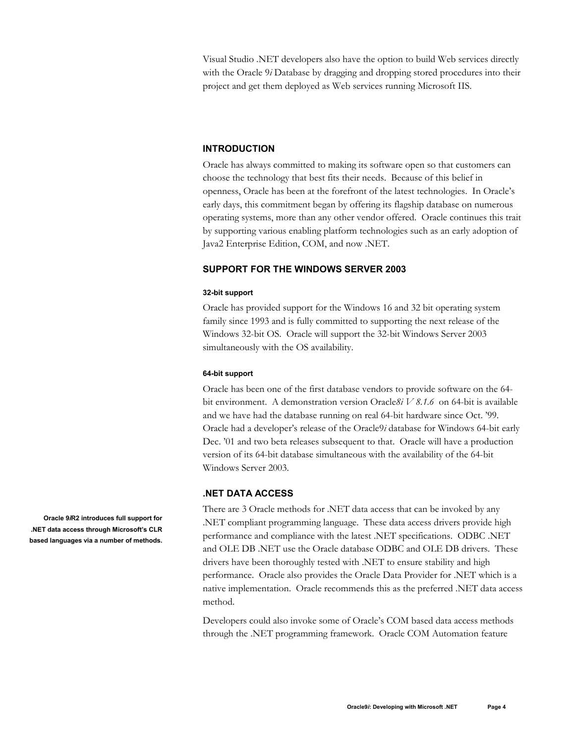Visual Studio .NET developers also have the option to build Web services directly with the Oracle 9*i* Database by dragging and dropping stored procedures into their project and get them deployed as Web services running Microsoft IIS.

## INTRODUCTION

Oracle has always committed to making its software open so that customers can choose the technology that best fits their needs. Because of this belief in openness, Oracle has been at the forefront of the latest technologies. In Oracle's early days, this commitment began by offering its flagship database on numerous operating systems, more than any other vendor offered. Oracle continues this trait by supporting various enabling platform technologies such as an early adoption of Java2 Enterprise Edition, COM, and now .NET.

## SUPPORT FOR THE WINDOWS SERVER 2003

#### 32-bit support

Oracle has provided support for the Windows 16 and 32 bit operating system family since 1993 and is fully committed to supporting the next release of the Windows 32-bit OS. Oracle will support the 32-bit Windows Server 2003 simultaneously with the OS availability.

#### 64-bit support

Oracle has been one of the first database vendors to provide software on the 64-bit environment. A demonstration version Oracle*8i V 8.1.6* on 64-bit is available and we have had the database running on real 64-bit hardware since Oct. '99. Oracle had a developer's release of the Oracle9*i* database for Windows 64-bit early Dec. '01 and two beta releases subsequent to that. Oracle will have a production version of its 64-bit database simultaneous with the availability of the 64-bit Windows Server 2003.

## .NET DATA ACCESS

**Oracle 9*i*R2 introduces full support for .NET data access through Microsoft's CLR based languages via a number of methods.**

There are 3 Oracle methods for .NET data access that can be invoked by any .NET compliant programming language. These data access drivers provide high performance and compliance with the latest .NET specifications. ODBC .NET and OLE DB .NET use the Oracle database ODBC and OLE DB drivers. These drivers have been thoroughly tested with .NET to ensure stability and high performance. Oracle also provides the Oracle Data Provider for .NET which is a native implementation. Oracle recommends this as the preferred .NET data access method.

Developers could also invoke some of Oracle's COM based data access methods through the .NET programming framework. Oracle COM Automation feature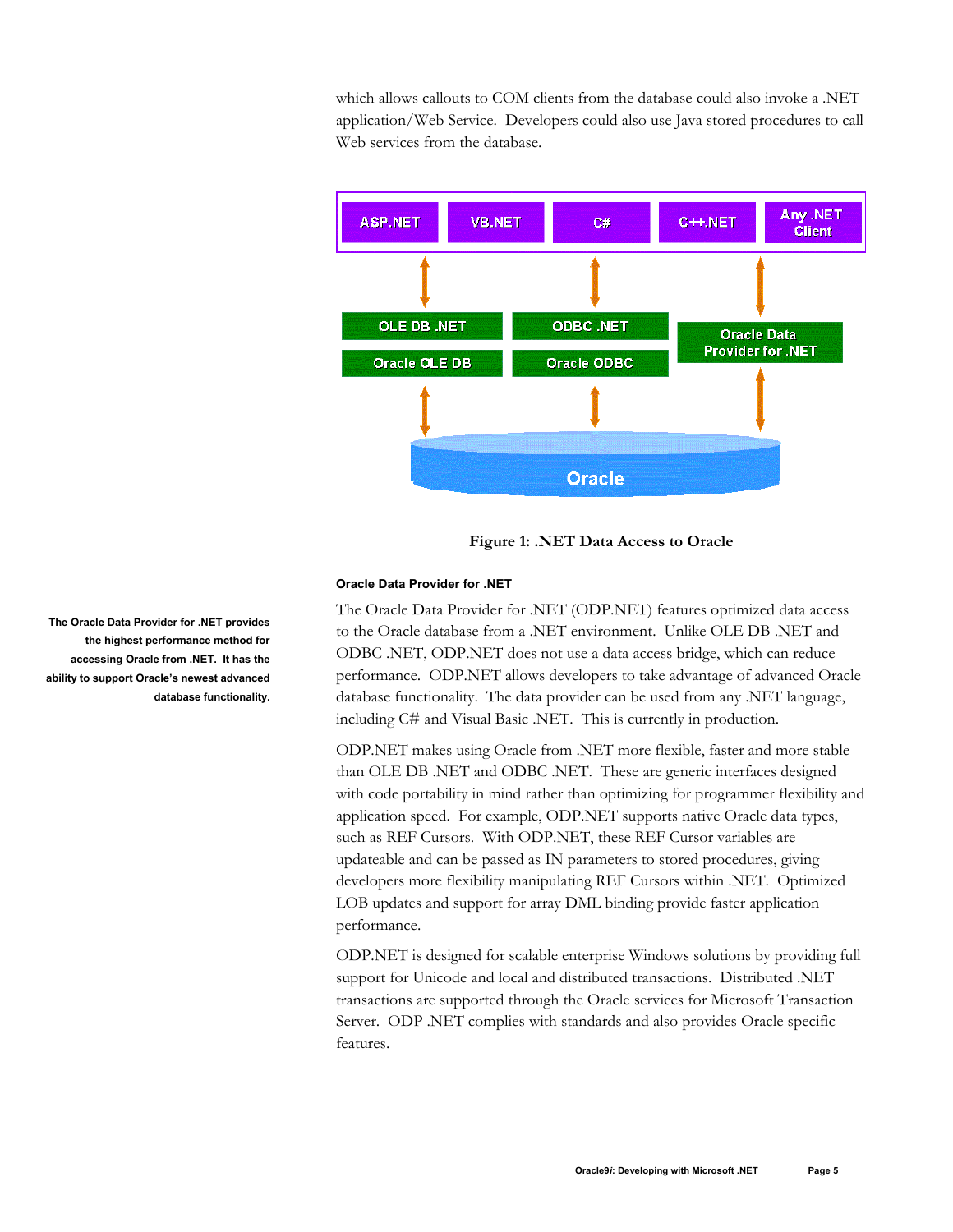which allows callouts to COM clients from the database could also invoke a .NET application/Web Service. Developers could also use Java stored procedures to call Web services from the database.

Figure 1: .NET Data Access to Oracle

### Oracle Data Provider for .NET

**The Oracle Data Provider for .NET provides the highest performance method for accessing Oracle from .NET. It has the ability to support Oracle's newest advanced database functionality.**

The Oracle Data Provider for .NET (ODP.NET) features optimized data access to the Oracle database from a .NET environment. Unlike OLE DB .NET and ODBC .NET, ODP.NET does not use a data access bridge, which can reduce performance. ODP.NET allows developers to take advantage of advanced Oracle database functionality. The data provider can be used from any .NET language, including C# and Visual Basic .NET. This is currently in production.

ODP.NET makes using Oracle from .NET more flexible, faster and more stable than OLE DB .NET and ODBC .NET. These are generic interfaces designed with code portability in mind rather than optimizing for programmer flexibility and application speed. For example, ODP.NET supports native Oracle data types, such as REF Cursors. With ODP.NET, these REF Cursor variables are updateable and can be passed as IN parameters to stored procedures, giving developers more flexibility manipulating REF Cursors within .NET. Optimized LOB updates and support for array DML binding provide faster application performance.

ODP.NET is designed for scalable enterprise Windows solutions by providing full support for Unicode and local and distributed transactions. Distributed .NET transactions are supported through the Oracle services for Microsoft Transaction Server. ODP .NET complies with standards and also provides Oracle specific features.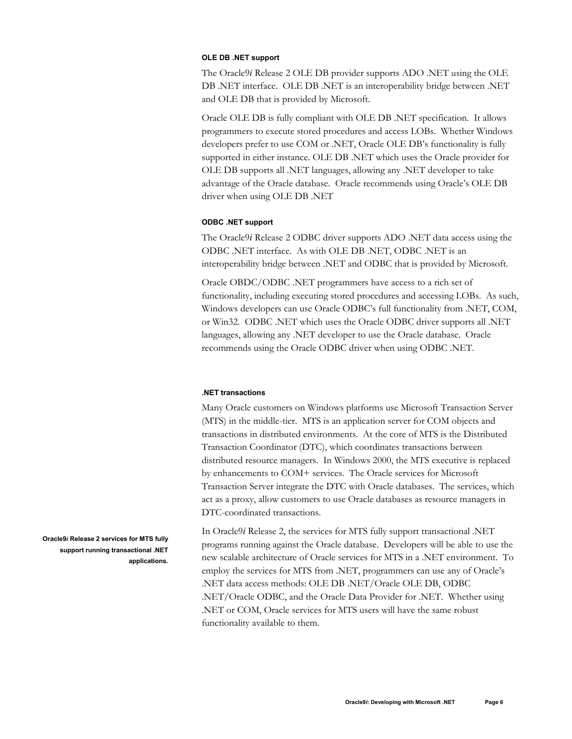### OLE DB .NET support

The Oracle9*i* Release 2 OLE DB provider supports ADO .NET using the OLE DB .NET interface. OLE DB .NET is an interoperability bridge between .NET and OLE DB that is provided by Microsoft.

Oracle OLE DB is fully compliant with OLE DB .NET specification. It allows programmers to execute stored procedures and access LOBs. Whether Windows developers prefer to use COM or .NET, Oracle OLE DB's functionality is fully supported in either instance. OLE DB .NET which uses the Oracle provider for OLE DB supports all .NET languages, allowing any .NET developer to take advantage of the Oracle database. Oracle recommends using Oracle's OLE DB driver when using OLE DB .NET

### ODBC .NET support

The Oracle9*i* Release 2 ODBC driver supports ADO .NET data access using the ODBC .NET interface. As with OLE DB .NET, ODBC .NET is an interoperability bridge between .NET and ODBC that is provided by Microsoft.

Oracle OBDC/ODBC .NET programmers have access to a rich set of functionality, including executing stored procedures and accessing LOBs. As such, Windows developers can use Oracle ODBC's full functionality from .NET, COM, or Win32. ODBC .NET which uses the Oracle ODBC driver supports all .NET languages, allowing any .NET developer to use the Oracle database. Oracle recommends using the Oracle ODBC driver when using ODBC .NET.

### .NET transactions

Many Oracle customers on Windows platforms use Microsoft Transaction Server (MTS) in the middle-tier. MTS is an application server for COM objects and transactions in distributed environments. At the core of MTS is the Distributed Transaction Coordinator (DTC), which coordinates transactions between distributed resource managers. In Windows 2000, the MTS executive is replaced by enhancements to COM+ services. The Oracle services for Microsoft Transaction Server integrate the DTC with Oracle databases. The services, which act as a proxy, allow customers to use Oracle databases as resource managers in DTC-coordinated transactions.

**Oracle9*i* Release 2 services for MTS fully support running transactional .NET applications.**

In Oracle9*i* Release 2, the services for MTS fully support transactional .NET programs running against the Oracle database. Developers will be able to use the new scalable architecture of Oracle services for MTS in a .NET environment. To employ the services for MTS from .NET, programmers can use any of Oracle's .NET data access methods: OLE DB .NET/Oracle OLE DB, ODBC .NET/Oracle ODBC, and the Oracle Data Provider for .NET. Whether using .NET or COM, Oracle services for MTS users will have the same robust functionality available to them.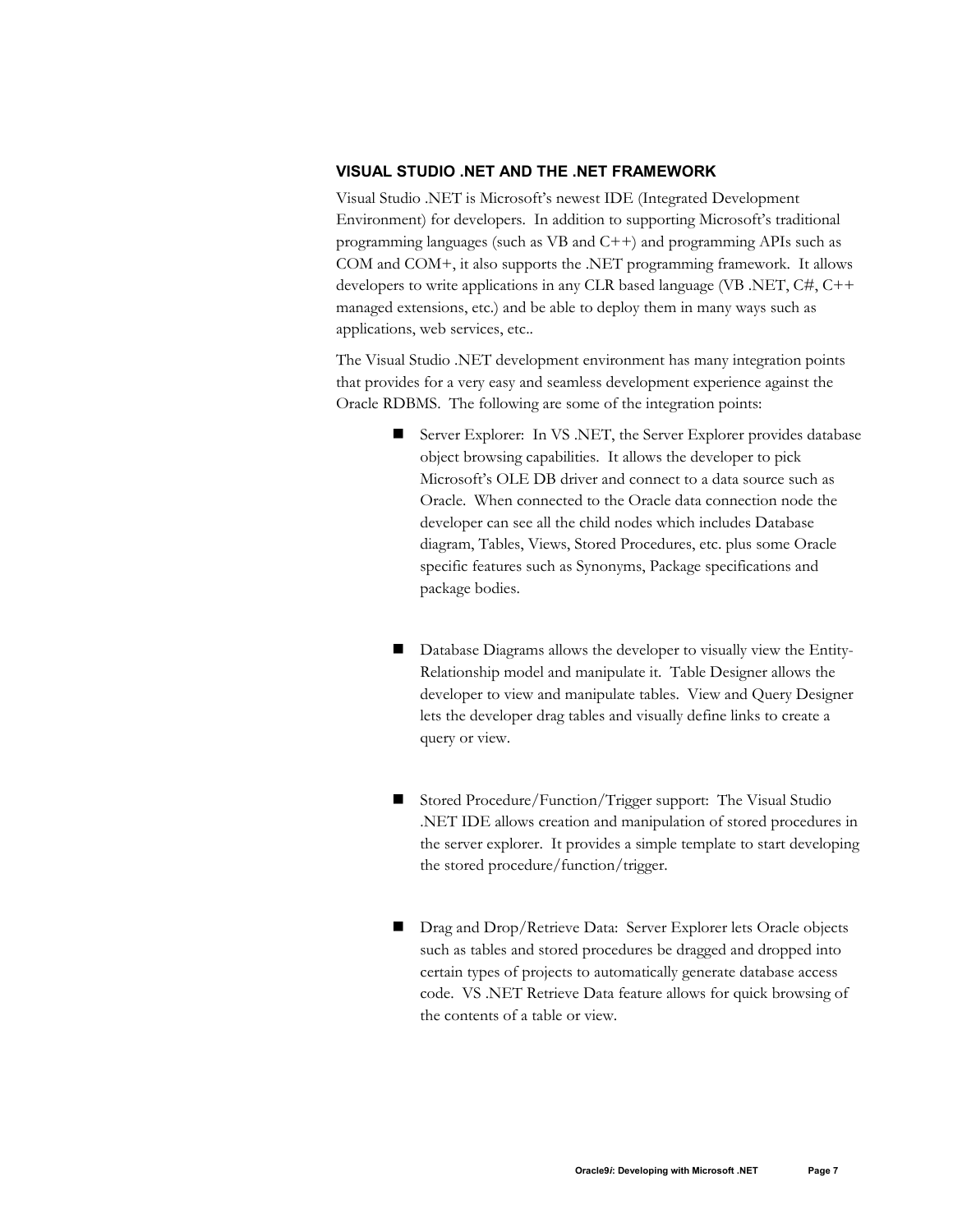### VISUAL STUDIO .NET AND THE .NET FRAMEWORK

Visual Studio .NET is Microsoft's newest IDE (Integrated Development Environment) for developers. In addition to supporting Microsoft's traditional programming languages (such as VB and C++) and programming APIs such as COM and COM+, it also supports the .NET programming framework. It allows developers to write applications in any CLR based language (VB .NET, C#, C++ managed extensions, etc.) and be able to deploy them in many ways such as applications, web services, etc..

The Visual Studio .NET development environment has many integration points that provides for a very easy and seamless development experience against the Oracle RDBMS. The following are some of the integration points:

- Server Explorer: In VS .NET, the Server Explorer provides database object browsing capabilities. It allows the developer to pick Microsoft's OLE DB driver and connect to a data source such as Oracle. When connected to the Oracle data connection node the developer can see all the child nodes which includes Database diagram, Tables, Views, Stored Procedures, etc. plus some Oracle specific features such as Synonyms, Package specifications and package bodies.

- Database Diagrams allows the developer to visually view the Entity-Relationship model and manipulate it. Table Designer allows the developer to view and manipulate tables. View and Query Designer lets the developer drag tables and visually define links to create a query or view.

- Stored Procedure/Function/Trigger support: The Visual Studio .NET IDE allows creation and manipulation of stored procedures in the server explorer. It provides a simple template to start developing the stored procedure/function/trigger.

- Drag and Drop/Retrieve Data: Server Explorer lets Oracle objects such as tables and stored procedures be dragged and dropped into certain types of projects to automatically generate database access code. VS .NET Retrieve Data feature allows for quick browsing of the contents of a table or view.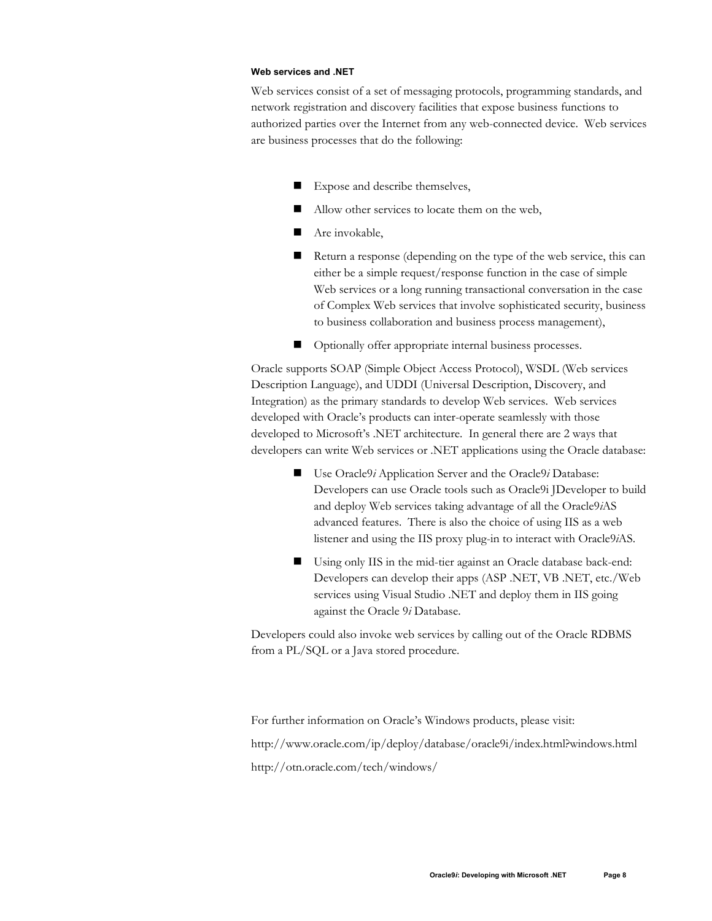#### Web services and .NET

Web services consist of a set of messaging protocols, programming standards, and network registration and discovery facilities that expose business functions to authorized parties over the Internet from any web-connected device. Web services are business processes that do the following:

- Expose and describe themselves,
- Allow other services to locate them on the web,
- Are invokable,
- Return a response (depending on the type of the web service, this can either be a simple request/response function in the case of simple Web services or a long running transactional conversation in the case of Complex Web services that involve sophisticated security, business to business collaboration and business process management),
- Optionally offer appropriate internal business processes.

Oracle supports SOAP (Simple Object Access Protocol), WSDL (Web services Description Language), and UDDI (Universal Description, Discovery, and Integration) as the primary standards to develop Web services. Web services developed with Oracle's products can inter-operate seamlessly with those developed to Microsoft's .NET architecture. In general there are 2 ways that developers can write Web services or .NET applications using the Oracle database:

- Use Oracle9*i* Application Server and the Oracle9*i* Database: Developers can use Oracle tools such as Oracle9i JDeveloper to build and deploy Web services taking advantage of all the Oracle9*i*AS advanced features. There is also the choice of using IIS as a web listener and using the IIS proxy plug-in to interact with Oracle9*i*AS.
- Using only IIS in the mid-tier against an Oracle database back-end: Developers can develop their apps (ASP .NET, VB .NET, etc./Web services using Visual Studio .NET and deploy them in IIS going against the Oracle 9*i* Database.

Developers could also invoke web services by calling out of the Oracle RDBMS from a PL/SQL or a Java stored procedure.

For further information on Oracle's Windows products, please visit:

http://www.oracle.com/ip/deploy/database/oracle9i/index.html?windows.html

http://otn.oracle.com/tech/windows/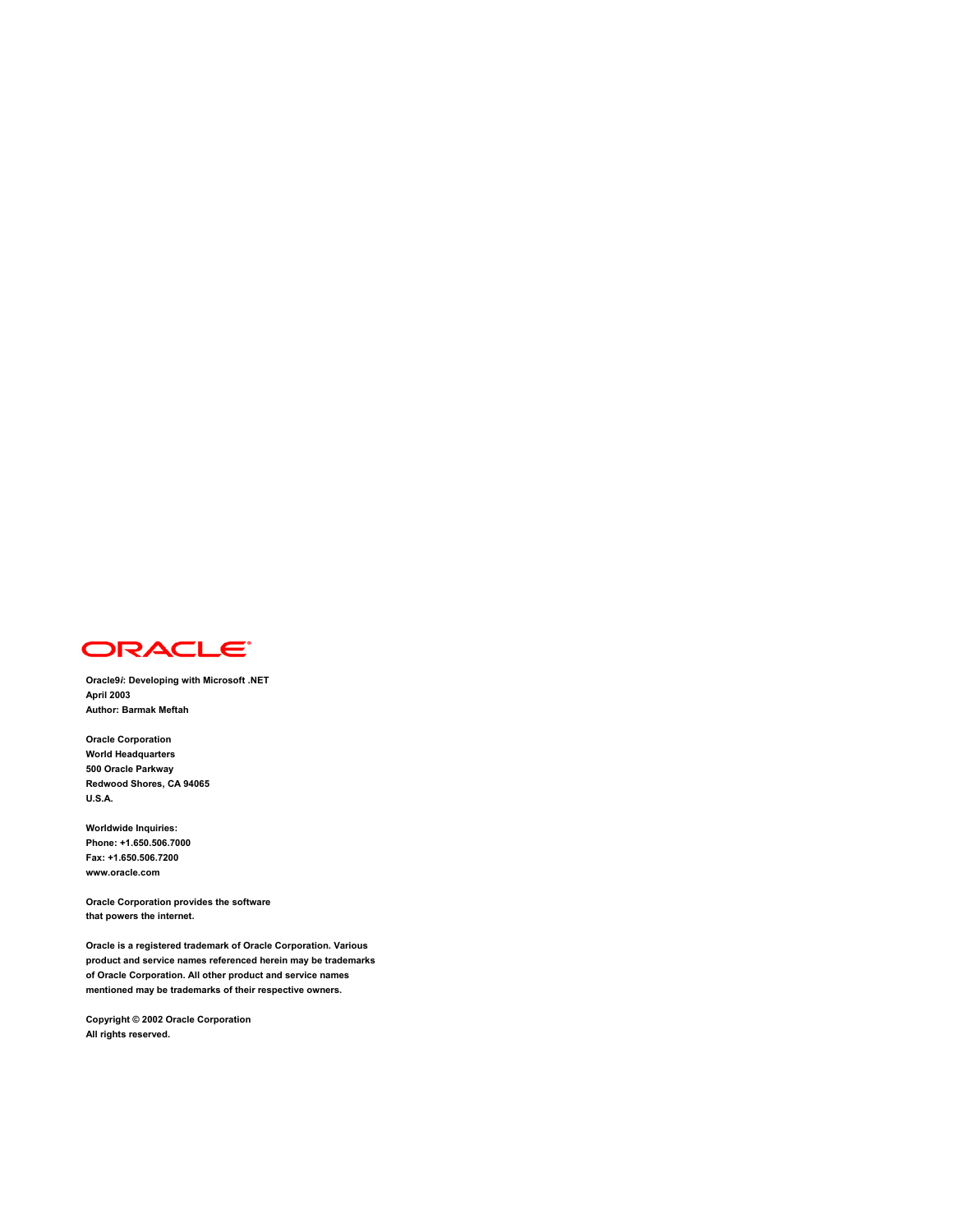ORACLE

**Oracle9*i*: Developing with Microsoft .NET**
**April 2003**
**Author: Barmak Meftah**

**Oracle Corporation**
**World Headquarters**
**500 Oracle Parkway**
**Redwood Shores, CA 94065**
**U.S.A.**

**Worldwide Inquiries:**
**Phone: +1.650.506.7000**
**Fax: +1.650.506.7200**
**www.oracle.com**

**Oracle Corporation provides the software**
**that powers the internet.**

**Oracle is a registered trademark of Oracle Corporation. Various**
**product and service names referenced herein may be trademarks**
**of Oracle Corporation. All other product and service names**
**mentioned may be trademarks of their respective owners.**

**Copyright © 2002 Oracle Corporation**
**All rights reserved.**